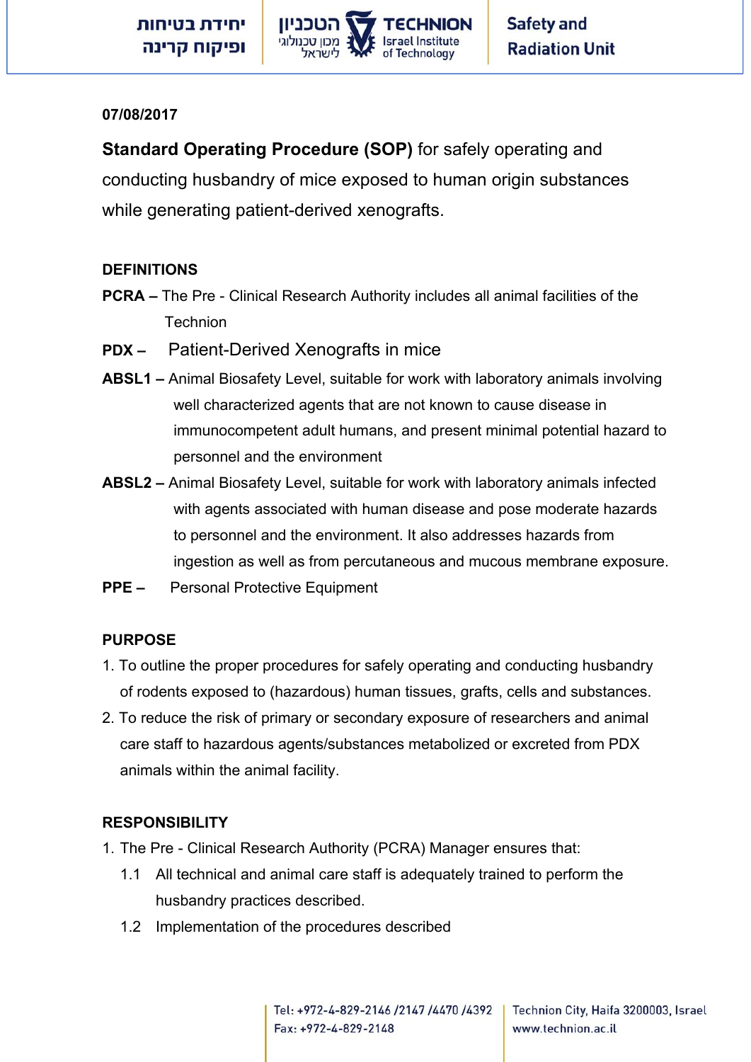07/08/2017

**Standard Operating Procedure (SOP)** for safely operating and conducting husbandry of mice exposed to human origin substances while generating patient-derived xenografts.

**DEFINITIONS**

**PCRA –** The Pre - Clinical Research Authority includes all animal facilities of the Technion

**PDX –** Patient-Derived Xenografts in mice

**ABSL1 –** Animal Biosafety Level, suitable for work with laboratory animals involving well characterized agents that are not known to cause disease in immunocompetent adult humans, and present minimal potential hazard to personnel and the environment

**ABSL2 –** Animal Biosafety Level, suitable for work with laboratory animals infected with agents associated with human disease and pose moderate hazards to personnel and the environment. It also addresses hazards from ingestion as well as from percutaneous and mucous membrane exposure.

**PPE –** Personal Protective Equipment

**PURPOSE**

1. To outline the proper procedures for safely operating and conducting husbandry of rodents exposed to (hazardous) human tissues, grafts, cells and substances.
2. To reduce the risk of primary or secondary exposure of researchers and animal care staff to hazardous agents/substances metabolized or excreted from PDX animals within the animal facility.

**RESPONSIBILITY**

1. The Pre - Clinical Research Authority (PCRA) Manager ensures that:
   1.1 All technical and animal care staff is adequately trained to perform the husbandry practices described.
   1.2 Implementation of the procedures described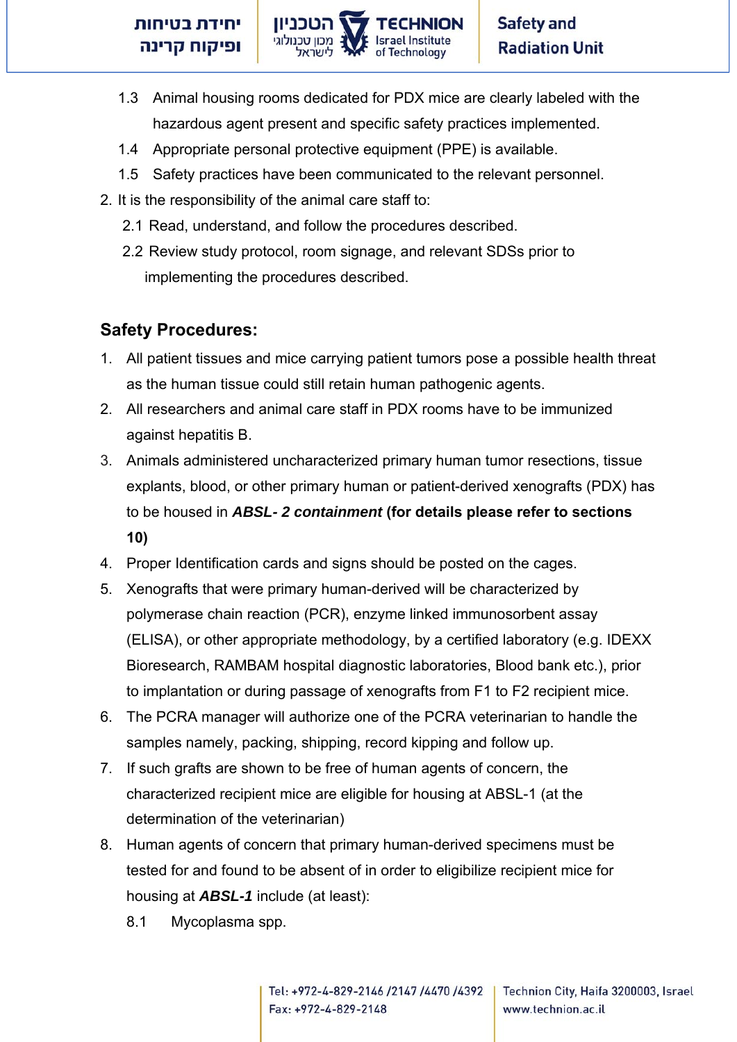1.3 Animal housing rooms dedicated for PDX mice are clearly labeled with the hazardous agent present and specific safety practices implemented.

1.4 Appropriate personal protective equipment (PPE) is available.

1.5 Safety practices have been communicated to the relevant personnel.

2. It is the responsibility of the animal care staff to:

   2.1 Read, understand, and follow the procedures described.

   2.2 Review study protocol, room signage, and relevant SDSs prior to implementing the procedures described.

## Safety Procedures:

1. All patient tissues and mice carrying patient tumors pose a possible health threat as the human tissue could still retain human pathogenic agents.
2. All researchers and animal care staff in PDX rooms have to be immunized against hepatitis B.
3. Animals administered uncharacterized primary human tumor resections, tissue explants, blood, or other primary human or patient-derived xenografts (PDX) has to be housed in ***ABSL- 2 containment*** **(for details please refer to sections 10)**
4. Proper Identification cards and signs should be posted on the cages.
5. Xenografts that were primary human-derived will be characterized by polymerase chain reaction (PCR), enzyme linked immunosorbent assay (ELISA), or other appropriate methodology, by a certified laboratory (e.g. IDEXX Bioresearch, RAMBAM hospital diagnostic laboratories, Blood bank etc.), prior to implantation or during passage of xenografts from F1 to F2 recipient mice.
6. The PCRA manager will authorize one of the PCRA veterinarian to handle the samples namely, packing, shipping, record kipping and follow up.
7. If such grafts are shown to be free of human agents of concern, the characterized recipient mice are eligible for housing at ABSL-1 (at the determination of the veterinarian)
8. Human agents of concern that primary human-derived specimens must be tested for and found to be absent of in order to eligibilize recipient mice for housing at ***ABSL-1*** include (at least):

   8.1 Mycoplasma spp.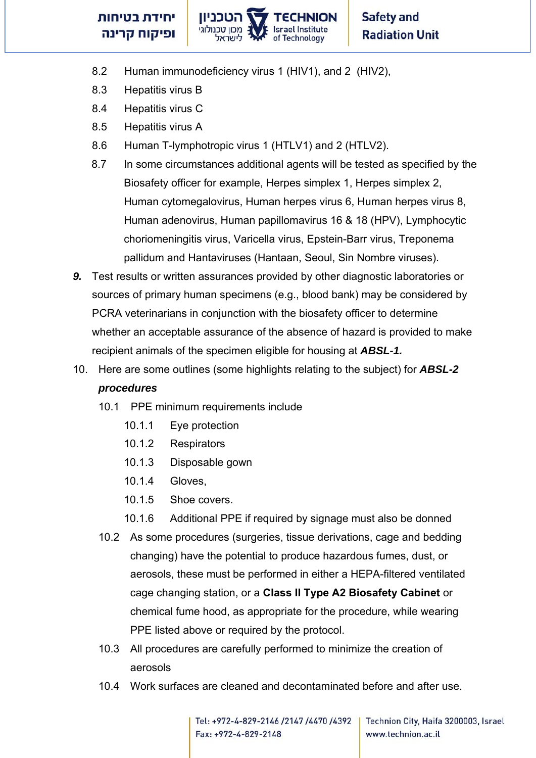8.2 Human immunodeficiency virus 1 (HIV1), and 2 (HIV2),

8.3 Hepatitis virus B

8.4 Hepatitis virus C

8.5 Hepatitis virus A

8.6 Human T-lymphotropic virus 1 (HTLV1) and 2 (HTLV2).

8.7 In some circumstances additional agents will be tested as specified by the Biosafety officer for example, Herpes simplex 1, Herpes simplex 2, Human cytomegalovirus, Human herpes virus 6, Human herpes virus 8, Human adenovirus, Human papillomavirus 16 & 18 (HPV), Lymphocytic choriomeningitis virus, Varicella virus, Epstein-Barr virus, Treponema pallidum and Hantaviruses (Hantaan, Seoul, Sin Nombre viruses).

***9.*** Test results or written assurances provided by other diagnostic laboratories or sources of primary human specimens (e.g., blood bank) may be considered by PCRA veterinarians in conjunction with the biosafety officer to determine whether an acceptable assurance of the absence of hazard is provided to make recipient animals of the specimen eligible for housing at ***ABSL-1.***

10. Here are some outlines (some highlights relating to the subject) for ***ABSL-2 procedures***

10.1 PPE minimum requirements include

10.1.1 Eye protection

10.1.2 Respirators

10.1.3 Disposable gown

10.1.4 Gloves,

10.1.5 Shoe covers.

10.1.6 Additional PPE if required by signage must also be donned

10.2 As some procedures (surgeries, tissue derivations, cage and bedding changing) have the potential to produce hazardous fumes, dust, or aerosols, these must be performed in either a HEPA-filtered ventilated cage changing station, or a **Class II Type A2 Biosafety Cabinet** or chemical fume hood, as appropriate for the procedure, while wearing PPE listed above or required by the protocol.

10.3 All procedures are carefully performed to minimize the creation of aerosols

10.4 Work surfaces are cleaned and decontaminated before and after use.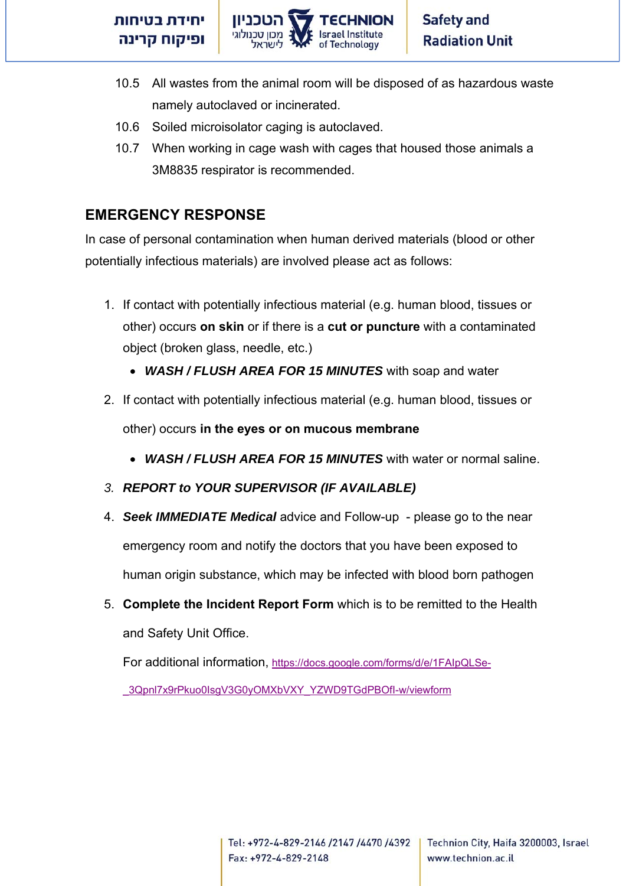10.5 All wastes from the animal room will be disposed of as hazardous waste namely autoclaved or incinerated.

10.6 Soiled microisolator caging is autoclaved.

10.7 When working in cage wash with cages that housed those animals a 3M8835 respirator is recommended.

## EMERGENCY RESPONSE

In case of personal contamination when human derived materials (blood or other potentially infectious materials) are involved please act as follows:

1. If contact with potentially infectious material (e.g. human blood, tissues or other) occurs **on skin** or if there is a **cut or puncture** with a contaminated object (broken glass, needle, etc.)
   - ***WASH / FLUSH AREA FOR 15 MINUTES*** with soap and water
2. If contact with potentially infectious material (e.g. human blood, tissues or other) occurs **in the eyes or on mucous membrane**
   - ***WASH / FLUSH AREA FOR 15 MINUTES*** with water or normal saline.
3. ***REPORT to YOUR SUPERVISOR (IF AVAILABLE)***
4. ***Seek IMMEDIATE Medical*** advice and Follow-up - please go to the near emergency room and notify the doctors that you have been exposed to human origin substance, which may be infected with blood born pathogen
5. **Complete the Incident Report Form** which is to be remitted to the Health and Safety Unit Office.

   For additional information, https://docs.google.com/forms/d/e/1FAIpQLSe-_3Qpnl7x9rPkuo0IsgV3G0yOMXbVXY_YZWD9TGdPBOfl-w/viewform